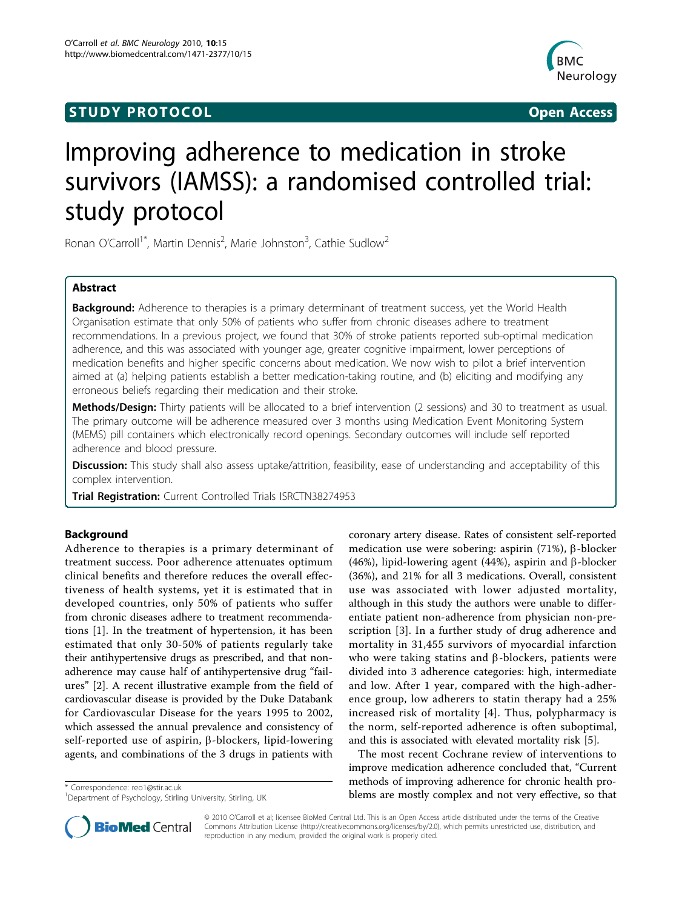STUDY PROTOCOL Open Access

# Improving adherence to medication in stroke survivors (IAMSS): a randomised controlled trial: study protocol

Ronan O'Carroll[1*], Martin Dennis[2], Marie Johnston[3], Cathie Sudlow[2]

## Abstract

**Background:** Adherence to therapies is a primary determinant of treatment success, yet the World Health Organisation estimate that only 50% of patients who suffer from chronic diseases adhere to treatment recommendations. In a previous project, we found that 30% of stroke patients reported sub-optimal medication adherence, and this was associated with younger age, greater cognitive impairment, lower perceptions of medication benefits and higher specific concerns about medication. We now wish to pilot a brief intervention aimed at (a) helping patients establish a better medication-taking routine, and (b) eliciting and modifying any erroneous beliefs regarding their medication and their stroke.

**Methods/Design:** Thirty patients will be allocated to a brief intervention (2 sessions) and 30 to treatment as usual. The primary outcome will be adherence measured over 3 months using Medication Event Monitoring System (MEMS) pill containers which electronically record openings. Secondary outcomes will include self reported adherence and blood pressure.

**Discussion:** This study shall also assess uptake/attrition, feasibility, ease of understanding and acceptability of this complex intervention.

**Trial Registration:** Current Controlled Trials ISRCTN38274953

## Background

Adherence to therapies is a primary determinant of treatment success. Poor adherence attenuates optimum clinical benefits and therefore reduces the overall effectiveness of health systems, yet it is estimated that in developed countries, only 50% of patients who suffer from chronic diseases adhere to treatment recommendations [1]. In the treatment of hypertension, it has been estimated that only 30-50% of patients regularly take their antihypertensive drugs as prescribed, and that non-adherence may cause half of antihypertensive drug "failures" [2]. A recent illustrative example from the field of cardiovascular disease is provided by the Duke Databank for Cardiovascular Disease for the years 1995 to 2002, which assessed the annual prevalence and consistency of self-reported use of aspirin, β-blockers, lipid-lowering agents, and combinations of the 3 drugs in patients with coronary artery disease. Rates of consistent self-reported medication use were sobering: aspirin (71%), β-blocker (46%), lipid-lowering agent (44%), aspirin and β-blocker (36%), and 21% for all 3 medications. Overall, consistent use was associated with lower adjusted mortality, although in this study the authors were unable to differentiate patient non-adherence from physician non-prescription [3]. In a further study of drug adherence and mortality in 31,455 survivors of myocardial infarction who were taking statins and β-blockers, patients were divided into 3 adherence categories: high, intermediate and low. After 1 year, compared with the high-adherence group, low adherers to statin therapy had a 25% increased risk of mortality [4]. Thus, polypharmacy is the norm, self-reported adherence is often suboptimal, and this is associated with elevated mortality risk [5].

The most recent Cochrane review of interventions to improve medication adherence concluded that, "Current methods of improving adherence for chronic health problems are mostly complex and not very effective, so that

\* Correspondence: reo1@stir.ac.uk
[1]Department of Psychology, Stirling University, Stirling, UK

© 2010 O'Carroll et al; licensee BioMed Central Ltd. This is an Open Access article distributed under the terms of the Creative Commons Attribution License (http://creativecommons.org/licenses/by/2.0), which permits unrestricted use, distribution, and reproduction in any medium, provided the original work is properly cited.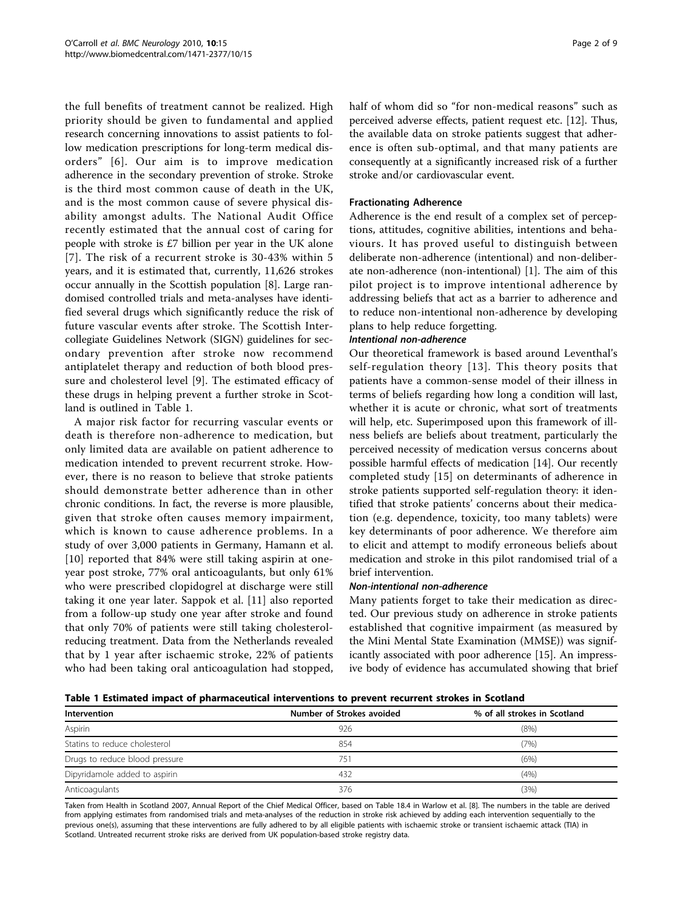the full benefits of treatment cannot be realized. High priority should be given to fundamental and applied research concerning innovations to assist patients to follow medication prescriptions for long-term medical disorders" [6]. Our aim is to improve medication adherence in the secondary prevention of stroke. Stroke is the third most common cause of death in the UK, and is the most common cause of severe physical disability amongst adults. The National Audit Office recently estimated that the annual cost of caring for people with stroke is £7 billion per year in the UK alone [7]. The risk of a recurrent stroke is 30-43% within 5 years, and it is estimated that, currently, 11,626 strokes occur annually in the Scottish population [8]. Large randomised controlled trials and meta-analyses have identified several drugs which significantly reduce the risk of future vascular events after stroke. The Scottish Intercollegiate Guidelines Network (SIGN) guidelines for secondary prevention after stroke now recommend antiplatelet therapy and reduction of both blood pressure and cholesterol level [9]. The estimated efficacy of these drugs in helping prevent a further stroke in Scotland is outlined in Table 1.

A major risk factor for recurring vascular events or death is therefore non-adherence to medication, but only limited data are available on patient adherence to medication intended to prevent recurrent stroke. However, there is no reason to believe that stroke patients should demonstrate better adherence than in other chronic conditions. In fact, the reverse is more plausible, given that stroke often causes memory impairment, which is known to cause adherence problems. In a study of over 3,000 patients in Germany, Hamann et al. [10] reported that 84% were still taking aspirin at one-year post stroke, 77% oral anticoagulants, but only 61% who were prescribed clopidogrel at discharge were still taking it one year later. Sappok et al. [11] also reported from a follow-up study one year after stroke and found that only 70% of patients were still taking cholesterol-reducing treatment. Data from the Netherlands revealed that by 1 year after ischaemic stroke, 22% of patients who had been taking oral anticoagulation had stopped, half of whom did so "for non-medical reasons" such as perceived adverse effects, patient request etc. [12]. Thus, the available data on stroke patients suggest that adherence is often sub-optimal, and that many patients are consequently at a significantly increased risk of a further stroke and/or cardiovascular event.

### Fractionating Adherence

Adherence is the end result of a complex set of perceptions, attitudes, cognitive abilities, intentions and behaviours. It has proved useful to distinguish between deliberate non-adherence (intentional) and non-deliberate non-adherence (non-intentional) [1]. The aim of this pilot project is to improve intentional adherence by addressing beliefs that act as a barrier to adherence and to reduce non-intentional non-adherence by developing plans to help reduce forgetting.

#### *Intentional non-adherence*

Our theoretical framework is based around Leventhal's self-regulation theory [13]. This theory posits that patients have a common-sense model of their illness in terms of beliefs regarding how long a condition will last, whether it is acute or chronic, what sort of treatments will help, etc. Superimposed upon this framework of illness beliefs are beliefs about treatment, particularly the perceived necessity of medication versus concerns about possible harmful effects of medication [14]. Our recently completed study [15] on determinants of adherence in stroke patients supported self-regulation theory: it identified that stroke patients' concerns about their medication (e.g. dependence, toxicity, too many tablets) were key determinants of poor adherence. We therefore aim to elicit and attempt to modify erroneous beliefs about medication and stroke in this pilot randomised trial of a brief intervention.

#### *Non-intentional non-adherence*

Many patients forget to take their medication as directed. Our previous study on adherence in stroke patients established that cognitive impairment (as measured by the Mini Mental State Examination (MMSE)) was significantly associated with poor adherence [15]. An impressive body of evidence has accumulated showing that brief

**Table 1 Estimated impact of pharmaceutical interventions to prevent recurrent strokes in Scotland**

| Intervention | Number of Strokes avoided | % of all strokes in Scotland |
|---|---|---|
| Aspirin | 926 | (8%) |
| Statins to reduce cholesterol | 854 | (7%) |
| Drugs to reduce blood pressure | 751 | (6%) |
| Dipyridamole added to aspirin | 432 | (4%) |
| Anticoagulants | 376 | (3%) |

Taken from Health in Scotland 2007, Annual Report of the Chief Medical Officer, based on Table 18.4 in Warlow et al. [8]. The numbers in the table are derived from applying estimates from randomised trials and meta-analyses of the reduction in stroke risk achieved by adding each intervention sequentially to the previous one(s), assuming that these interventions are fully adhered to by all eligible patients with ischaemic stroke or transient ischaemic attack (TIA) in Scotland. Untreated recurrent stroke risks are derived from UK population-based stroke registry data.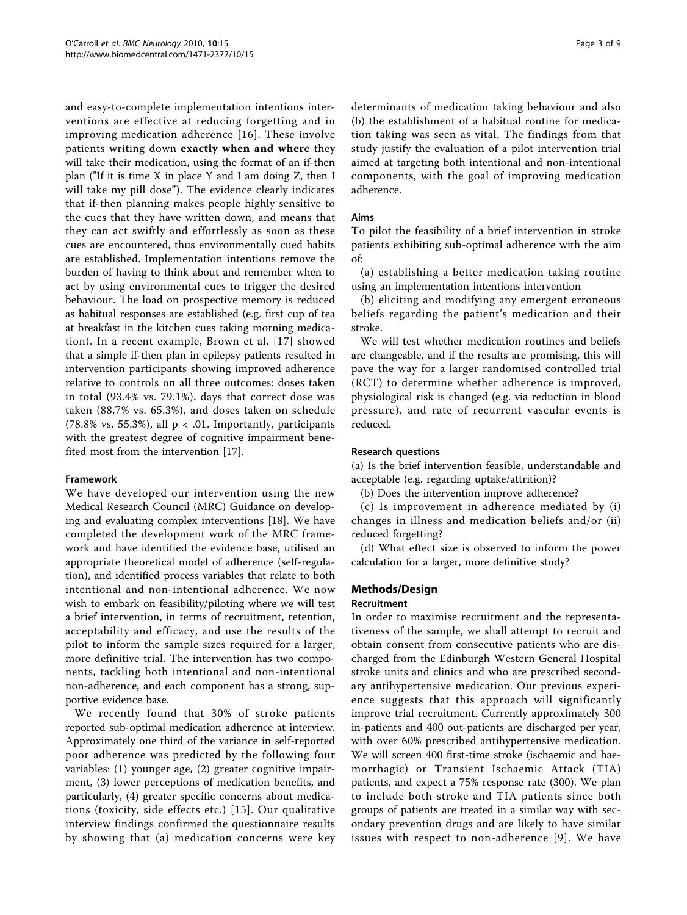and easy-to-complete implementation intentions interventions are effective at reducing forgetting and in improving medication adherence [16]. These involve patients writing down **exactly when and where** they will take their medication, using the format of an if-then plan ("If it is time X in place Y and I am doing Z, then I will take my pill dose"). The evidence clearly indicates that if-then planning makes people highly sensitive to the cues that they have written down, and means that they can act swiftly and effortlessly as soon as these cues are encountered, thus environmentally cued habits are established. Implementation intentions remove the burden of having to think about and remember when to act by using environmental cues to trigger the desired behaviour. The load on prospective memory is reduced as habitual responses are established (e.g. first cup of tea at breakfast in the kitchen cues taking morning medication). In a recent example, Brown et al. [17] showed that a simple if-then plan in epilepsy patients resulted in intervention participants showing improved adherence relative to controls on all three outcomes: doses taken in total (93.4% vs. 79.1%), days that correct dose was taken (88.7% vs. 65.3%), and doses taken on schedule (78.8% vs. 55.3%), all $p < .01$. Importantly, participants with the greatest degree of cognitive impairment benefited most from the intervention [17].

### Framework

We have developed our intervention using the new Medical Research Council (MRC) Guidance on developing and evaluating complex interventions [18]. We have completed the development work of the MRC framework and have identified the evidence base, utilised an appropriate theoretical model of adherence (self-regulation), and identified process variables that relate to both intentional and non-intentional adherence. We now wish to embark on feasibility/piloting where we will test a brief intervention, in terms of recruitment, retention, acceptability and efficacy, and use the results of the pilot to inform the sample sizes required for a larger, more definitive trial. The intervention has two components, tackling both intentional and non-intentional non-adherence, and each component has a strong, supportive evidence base.

We recently found that 30% of stroke patients reported sub-optimal medication adherence at interview. Approximately one third of the variance in self-reported poor adherence was predicted by the following four variables: (1) younger age, (2) greater cognitive impairment, (3) lower perceptions of medication benefits, and particularly, (4) greater specific concerns about medications (toxicity, side effects etc.) [15]. Our qualitative interview findings confirmed the questionnaire results by showing that (a) medication concerns were key determinants of medication taking behaviour and also (b) the establishment of a habitual routine for medication taking was seen as vital. The findings from that study justify the evaluation of a pilot intervention trial aimed at targeting both intentional and non-intentional components, with the goal of improving medication adherence.

### Aims

To pilot the feasibility of a brief intervention in stroke patients exhibiting sub-optimal adherence with the aim of:

(a) establishing a better medication taking routine using an implementation intentions intervention

(b) eliciting and modifying any emergent erroneous beliefs regarding the patient's medication and their stroke.

We will test whether medication routines and beliefs are changeable, and if the results are promising, this will pave the way for a larger randomised controlled trial (RCT) to determine whether adherence is improved, physiological risk is changed (e.g. via reduction in blood pressure), and rate of recurrent vascular events is reduced.

### Research questions

(a) Is the brief intervention feasible, understandable and acceptable (e.g. regarding uptake/attrition)?

(b) Does the intervention improve adherence?

(c) Is improvement in adherence mediated by (i) changes in illness and medication beliefs and/or (ii) reduced forgetting?

(d) What effect size is observed to inform the power calculation for a larger, more definitive study?

## Methods/Design

### Recruitment

In order to maximise recruitment and the representativeness of the sample, we shall attempt to recruit and obtain consent from consecutive patients who are discharged from the Edinburgh Western General Hospital stroke units and clinics and who are prescribed secondary antihypertensive medication. Our previous experience suggests that this approach will significantly improve trial recruitment. Currently approximately 300 in-patients and 400 out-patients are discharged per year, with over 60% prescribed antihypertensive medication. We will screen 400 first-time stroke (ischaemic and haemorrhagic) or Transient Ischaemic Attack (TIA) patients, and expect a 75% response rate (300). We plan to include both stroke and TIA patients since both groups of patients are treated in a similar way with secondary prevention drugs and are likely to have similar issues with respect to non-adherence [9]. We have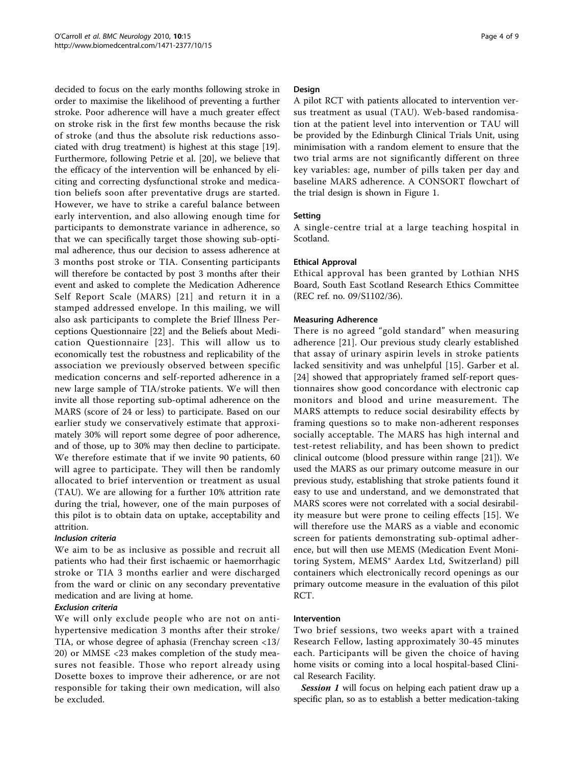decided to focus on the early months following stroke in order to maximise the likelihood of preventing a further stroke. Poor adherence will have a much greater effect on stroke risk in the first few months because the risk of stroke (and thus the absolute risk reductions associated with drug treatment) is highest at this stage [19]. Furthermore, following Petrie et al. [20], we believe that the efficacy of the intervention will be enhanced by eliciting and correcting dysfunctional stroke and medication beliefs soon after preventative drugs are started. However, we have to strike a careful balance between early intervention, and also allowing enough time for participants to demonstrate variance in adherence, so that we can specifically target those showing sub-optimal adherence, thus our decision to assess adherence at 3 months post stroke or TIA. Consenting participants will therefore be contacted by post 3 months after their event and asked to complete the Medication Adherence Self Report Scale (MARS) [21] and return it in a stamped addressed envelope. In this mailing, we will also ask participants to complete the Brief Illness Perceptions Questionnaire [22] and the Beliefs about Medication Questionnaire [23]. This will allow us to economically test the robustness and replicability of the association we previously observed between specific medication concerns and self-reported adherence in a new large sample of TIA/stroke patients. We will then invite all those reporting sub-optimal adherence on the MARS (score of 24 or less) to participate. Based on our earlier study we conservatively estimate that approximately 30% will report some degree of poor adherence, and of those, up to 30% may then decline to participate. We therefore estimate that if we invite 90 patients, 60 will agree to participate. They will then be randomly allocated to brief intervention or treatment as usual (TAU). We are allowing for a further 10% attrition rate during the trial, however, one of the main purposes of this pilot is to obtain data on uptake, acceptability and attrition.

#### *Inclusion criteria*

We aim to be as inclusive as possible and recruit all patients who had their first ischaemic or haemorrhagic stroke or TIA 3 months earlier and were discharged from the ward or clinic on any secondary preventative medication and are living at home.

#### *Exclusion criteria*

We will only exclude people who are not on anti-hypertensive medication 3 months after their stroke/TIA, or whose degree of aphasia (Frenchay screen <13/20) or MMSE <23 makes completion of the study measures not feasible. Those who report already using Dosette boxes to improve their adherence, or are not responsible for taking their own medication, will also be excluded.

### Design

A pilot RCT with patients allocated to intervention versus treatment as usual (TAU). Web-based randomisation at the patient level into intervention or TAU will be provided by the Edinburgh Clinical Trials Unit, using minimisation with a random element to ensure that the two trial arms are not significantly different on three key variables: age, number of pills taken per day and baseline MARS adherence. A CONSORT flowchart of the trial design is shown in Figure 1.

### Setting

A single-centre trial at a large teaching hospital in Scotland.

### Ethical Approval

Ethical approval has been granted by Lothian NHS Board, South East Scotland Research Ethics Committee (REC ref. no. 09/S1102/36).

### Measuring Adherence

There is no agreed "gold standard" when measuring adherence [21]. Our previous study clearly established that assay of urinary aspirin levels in stroke patients lacked sensitivity and was unhelpful [15]. Garber et al. [24] showed that appropriately framed self-report questionnaires show good concordance with electronic cap monitors and blood and urine measurement. The MARS attempts to reduce social desirability effects by framing questions so to make non-adherent responses socially acceptable. The MARS has high internal and test-retest reliability, and has been shown to predict clinical outcome (blood pressure within range [21]). We used the MARS as our primary outcome measure in our previous study, establishing that stroke patients found it easy to use and understand, and we demonstrated that MARS scores were not correlated with a social desirability measure but were prone to ceiling effects [15]. We will therefore use the MARS as a viable and economic screen for patients demonstrating sub-optimal adherence, but will then use MEMS (Medication Event Monitoring System, MEMS® Aardex Ltd, Switzerland) pill containers which electronically record openings as our primary outcome measure in the evaluation of this pilot RCT.

### Intervention

Two brief sessions, two weeks apart with a trained Research Fellow, lasting approximately 30-45 minutes each. Participants will be given the choice of having home visits or coming into a local hospital-based Clinical Research Facility.

***Session 1*** will focus on helping each patient draw up a specific plan, so as to establish a better medication-taking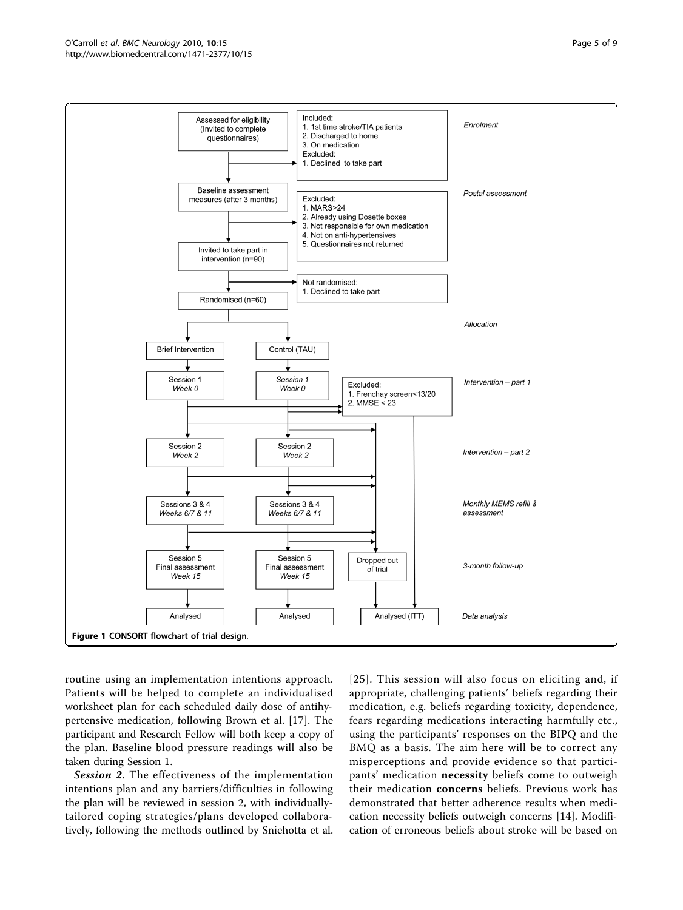Figure 1 CONSORT flowchart of trial design.

routine using an implementation intentions approach. Patients will be helped to complete an individualised worksheet plan for each scheduled daily dose of antihypertensive medication, following Brown et al. [17]. The participant and Research Fellow will both keep a copy of the plan. Baseline blood pressure readings will also be taken during Session 1.

***Session 2***. The effectiveness of the implementation intentions plan and any barriers/difficulties in following the plan will be reviewed in session 2, with individually-tailored coping strategies/plans developed collaboratively, following the methods outlined by Sniehotta et al. [25]. This session will also focus on eliciting and, if appropriate, challenging patients' beliefs regarding their medication, e.g. beliefs regarding toxicity, dependence, fears regarding medications interacting harmfully etc., using the participants' responses on the BIPQ and the BMQ as a basis. The aim here will be to correct any misperceptions and provide evidence so that participants' medication **necessity** beliefs come to outweigh their medication **concerns** beliefs. Previous work has demonstrated that better adherence results when medication necessity beliefs outweigh concerns [14]. Modification of erroneous beliefs about stroke will be based on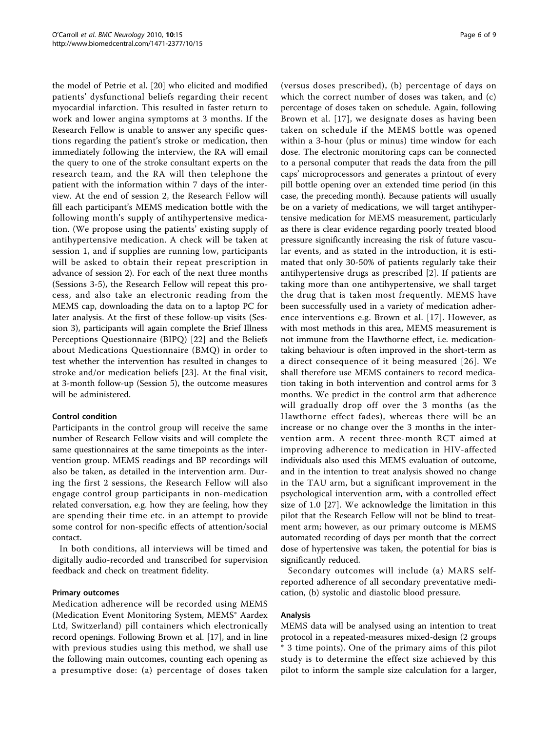the model of Petrie et al. [20] who elicited and modified patients' dysfunctional beliefs regarding their recent myocardial infarction. This resulted in faster return to work and lower angina symptoms at 3 months. If the Research Fellow is unable to answer any specific questions regarding the patient's stroke or medication, then immediately following the interview, the RA will email the query to one of the stroke consultant experts on the research team, and the RA will then telephone the patient with the information within 7 days of the interview. At the end of session 2, the Research Fellow will fill each participant's MEMS medication bottle with the following month's supply of antihypertensive medication. (We propose using the patients' existing supply of antihypertensive medication. A check will be taken at session 1, and if supplies are running low, participants will be asked to obtain their repeat prescription in advance of session 2). For each of the next three months (Sessions 3-5), the Research Fellow will repeat this process, and also take an electronic reading from the MEMS cap, downloading the data on to a laptop PC for later analysis. At the first of these follow-up visits (Session 3), participants will again complete the Brief Illness Perceptions Questionnaire (BIPQ) [22] and the Beliefs about Medications Questionnaire (BMQ) in order to test whether the intervention has resulted in changes to stroke and/or medication beliefs [23]. At the final visit, at 3-month follow-up (Session 5), the outcome measures will be administered.

### Control condition

Participants in the control group will receive the same number of Research Fellow visits and will complete the same questionnaires at the same timepoints as the intervention group. MEMS readings and BP recordings will also be taken, as detailed in the intervention arm. During the first 2 sessions, the Research Fellow will also engage control group participants in non-medication related conversation, e.g. how they are feeling, how they are spending their time etc. in an attempt to provide some control for non-specific effects of attention/social contact.

In both conditions, all interviews will be timed and digitally audio-recorded and transcribed for supervision feedback and check on treatment fidelity.

### Primary outcomes

Medication adherence will be recorded using MEMS (Medication Event Monitoring System, MEMS® Aardex Ltd, Switzerland) pill containers which electronically record openings. Following Brown et al. [17], and in line with previous studies using this method, we shall use the following main outcomes, counting each opening as a presumptive dose: (a) percentage of doses taken (versus doses prescribed), (b) percentage of days on which the correct number of doses was taken, and (c) percentage of doses taken on schedule. Again, following Brown et al. [17], we designate doses as having been taken on schedule if the MEMS bottle was opened within a 3-hour (plus or minus) time window for each dose. The electronic monitoring caps can be connected to a personal computer that reads the data from the pill caps' microprocessors and generates a printout of every pill bottle opening over an extended time period (in this case, the preceding month). Because patients will usually be on a variety of medications, we will target antihypertensive medication for MEMS measurement, particularly as there is clear evidence regarding poorly treated blood pressure significantly increasing the risk of future vascular events, and as stated in the introduction, it is estimated that only 30-50% of patients regularly take their antihypertensive drugs as prescribed [2]. If patients are taking more than one antihypertensive, we shall target the drug that is taken most frequently. MEMS have been successfully used in a variety of medication adherence interventions e.g. Brown et al. [17]. However, as with most methods in this area, MEMS measurement is not immune from the Hawthorne effect, i.e. medication-taking behaviour is often improved in the short-term as a direct consequence of it being measured [26]. We shall therefore use MEMS containers to record medication taking in both intervention and control arms for 3 months. We predict in the control arm that adherence will gradually drop off over the 3 months (as the Hawthorne effect fades), whereas there will be an increase or no change over the 3 months in the intervention arm. A recent three-month RCT aimed at improving adherence to medication in HIV-affected individuals also used this MEMS evaluation of outcome, and in the intention to treat analysis showed no change in the TAU arm, but a significant improvement in the psychological intervention arm, with a controlled effect size of 1.0 [27]. We acknowledge the limitation in this pilot that the Research Fellow will not be blind to treatment arm; however, as our primary outcome is MEMS automated recording of days per month that the correct dose of hypertensive was taken, the potential for bias is significantly reduced.

Secondary outcomes will include (a) MARS self-reported adherence of all secondary preventative medication, (b) systolic and diastolic blood pressure.

### Analysis

MEMS data will be analysed using an intention to treat protocol in a repeated-measures mixed-design (2 groups * 3 time points). One of the primary aims of this pilot study is to determine the effect size achieved by this pilot to inform the sample size calculation for a larger,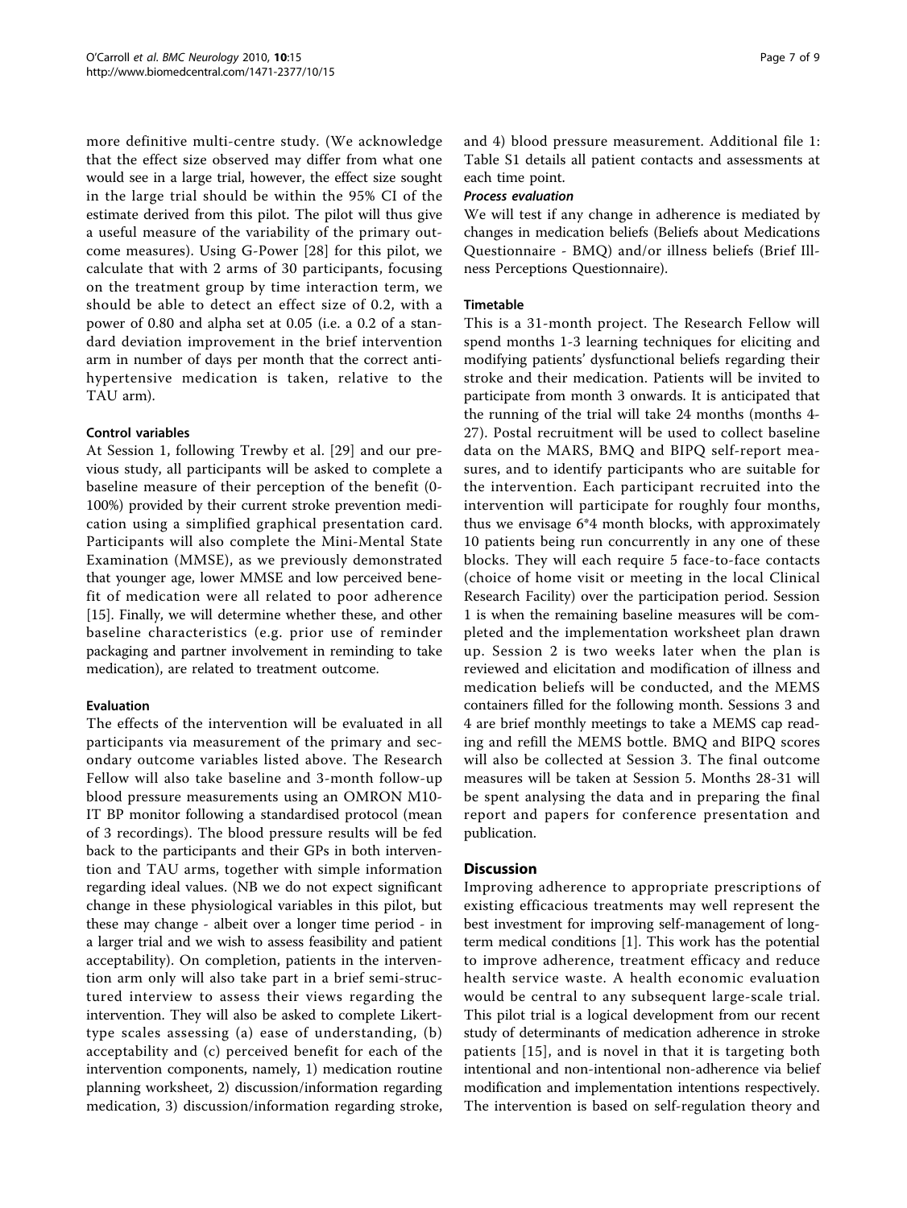more definitive multi-centre study. (We acknowledge that the effect size observed may differ from what one would see in a large trial, however, the effect size sought in the large trial should be within the 95% CI of the estimate derived from this pilot. The pilot will thus give a useful measure of the variability of the primary outcome measures). Using G-Power [28] for this pilot, we calculate that with 2 arms of 30 participants, focusing on the treatment group by time interaction term, we should be able to detect an effect size of 0.2, with a power of 0.80 and alpha set at 0.05 (i.e. a 0.2 of a standard deviation improvement in the brief intervention arm in number of days per month that the correct antihypertensive medication is taken, relative to the TAU arm).

#### Control variables

At Session 1, following Trewby et al. [29] and our previous study, all participants will be asked to complete a baseline measure of their perception of the benefit (0-100%) provided by their current stroke prevention medication using a simplified graphical presentation card. Participants will also complete the Mini-Mental State Examination (MMSE), as we previously demonstrated that younger age, lower MMSE and low perceived benefit of medication were all related to poor adherence [15]. Finally, we will determine whether these, and other baseline characteristics (e.g. prior use of reminder packaging and partner involvement in reminding to take medication), are related to treatment outcome.

#### Evaluation

The effects of the intervention will be evaluated in all participants via measurement of the primary and secondary outcome variables listed above. The Research Fellow will also take baseline and 3-month follow-up blood pressure measurements using an OMRON M10-IT BP monitor following a standardised protocol (mean of 3 recordings). The blood pressure results will be fed back to the participants and their GPs in both intervention and TAU arms, together with simple information regarding ideal values. (NB we do not expect significant change in these physiological variables in this pilot, but these may change - albeit over a longer time period - in a larger trial and we wish to assess feasibility and patient acceptability). On completion, patients in the intervention arm only will also take part in a brief semi-structured interview to assess their views regarding the intervention. They will also be asked to complete Likert-type scales assessing (a) ease of understanding, (b) acceptability and (c) perceived benefit for each of the intervention components, namely, 1) medication routine planning worksheet, 2) discussion/information regarding medication, 3) discussion/information regarding stroke, and 4) blood pressure measurement. Additional file 1: Table S1 details all patient contacts and assessments at each time point.

##### *Process evaluation*

We will test if any change in adherence is mediated by changes in medication beliefs (Beliefs about Medications Questionnaire - BMQ) and/or illness beliefs (Brief Illness Perceptions Questionnaire).

#### Timetable

This is a 31-month project. The Research Fellow will spend months 1-3 learning techniques for eliciting and modifying patients' dysfunctional beliefs regarding their stroke and their medication. Patients will be invited to participate from month 3 onwards. It is anticipated that the running of the trial will take 24 months (months 4-27). Postal recruitment will be used to collect baseline data on the MARS, BMQ and BIPQ self-report measures, and to identify participants who are suitable for the intervention. Each participant recruited into the intervention will participate for roughly four months, thus we envisage 6*4 month blocks, with approximately 10 patients being run concurrently in any one of these blocks. They will each require 5 face-to-face contacts (choice of home visit or meeting in the local Clinical Research Facility) over the participation period. Session 1 is when the remaining baseline measures will be completed and the implementation worksheet plan drawn up. Session 2 is two weeks later when the plan is reviewed and elicitation and modification of illness and medication beliefs will be conducted, and the MEMS containers filled for the following month. Sessions 3 and 4 are brief monthly meetings to take a MEMS cap reading and refill the MEMS bottle. BMQ and BIPQ scores will also be collected at Session 3. The final outcome measures will be taken at Session 5. Months 28-31 will be spent analysing the data and in preparing the final report and papers for conference presentation and publication.

## Discussion

Improving adherence to appropriate prescriptions of existing efficacious treatments may well represent the best investment for improving self-management of long-term medical conditions [1]. This work has the potential to improve adherence, treatment efficacy and reduce health service waste. A health economic evaluation would be central to any subsequent large-scale trial. This pilot trial is a logical development from our recent study of determinants of medication adherence in stroke patients [15], and is novel in that it is targeting both intentional and non-intentional non-adherence via belief modification and implementation intentions respectively. The intervention is based on self-regulation theory and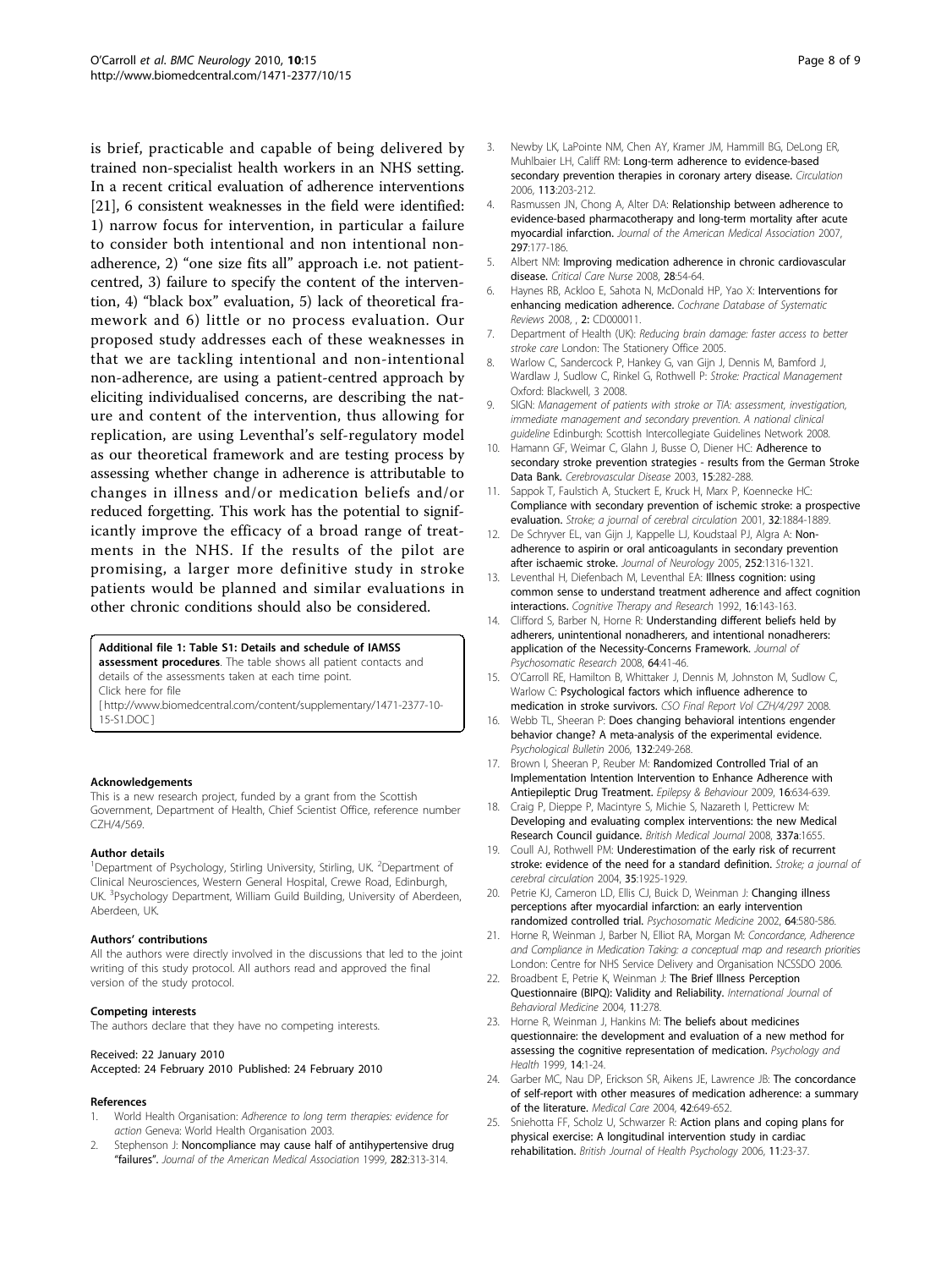is brief, practicable and capable of being delivered by trained non-specialist health workers in an NHS setting. In a recent critical evaluation of adherence interventions [21], 6 consistent weaknesses in the field were identified: 1) narrow focus for intervention, in particular a failure to consider both intentional and non intentional non-adherence, 2) "one size fits all" approach i.e. not patient-centred, 3) failure to specify the content of the intervention, 4) "black box" evaluation, 5) lack of theoretical framework and 6) little or no process evaluation. Our proposed study addresses each of these weaknesses in that we are tackling intentional and non-intentional non-adherence, are using a patient-centred approach by eliciting individualised concerns, are describing the nature and content of the intervention, thus allowing for replication, are using Leventhal's self-regulatory model as our theoretical framework and are testing process by assessing whether change in adherence is attributable to changes in illness and/or medication beliefs and/or reduced forgetting. This work has the potential to significantly improve the efficacy of a broad range of treatments in the NHS. If the results of the pilot are promising, a larger more definitive study in stroke patients would be planned and similar evaluations in other chronic conditions should also be considered.

**Additional file 1: Table S1: Details and schedule of IAMSS assessment procedures**. The table shows all patient contacts and details of the assessments taken at each time point.
Click here for file
[ http://www.biomedcentral.com/content/supplementary/1471-2377-10-15-S1.DOC ]

#### Acknowledgements

This is a new research project, funded by a grant from the Scottish Government, Department of Health, Chief Scientist Office, reference number CZH/4/569.

#### Author details

[1]Department of Psychology, Stirling University, Stirling, UK. [2]Department of Clinical Neurosciences, Western General Hospital, Crewe Road, Edinburgh, UK. [3]Psychology Department, William Guild Building, University of Aberdeen, Aberdeen, UK.

#### Authors' contributions

All the authors were directly involved in the discussions that led to the joint writing of this study protocol. All authors read and approved the final version of the study protocol.

#### Competing interests

The authors declare that they have no competing interests.

Received: 22 January 2010
Accepted: 24 February 2010 Published: 24 February 2010

#### References

1. World Health Organisation: *Adherence to long term therapies: evidence for action* Geneva: World Health Organisation 2003.
2. Stephenson J: **Noncompliance may cause half of antihypertensive drug "failures".** *Journal of the American Medical Association* 1999, **282**:313-314.
3. Newby LK, LaPointe NM, Chen AY, Kramer JM, Hammill BG, DeLong ER, Muhlbaier LH, Califf RM: **Long-term adherence to evidence-based secondary prevention therapies in coronary artery disease.** *Circulation* 2006, **113**:203-212.
4. Rasmussen JN, Chong A, Alter DA: **Relationship between adherence to evidence-based pharmacotherapy and long-term mortality after acute myocardial infarction.** *Journal of the American Medical Association* 2007, **297**:177-186.
5. Albert NM: **Improving medication adherence in chronic cardiovascular disease.** *Critical Care Nurse* 2008, **28**:54-64.
6. Haynes RB, Ackloo E, Sahota N, McDonald HP, Yao X: **Interventions for enhancing medication adherence.** *Cochrane Database of Systematic Reviews* 2008, , **2**: CD000011.
7. Department of Health (UK): *Reducing brain damage: faster access to better stroke care* London: The Stationery Office 2005.
8. Warlow C, Sandercock P, Hankey G, van Gijn J, Dennis M, Bamford J, Wardlaw J, Sudlow C, Rinkel G, Rothwell P: *Stroke: Practical Management* Oxford: Blackwell, 3 2008.
9. SIGN: *Management of patients with stroke or TIA: assessment, investigation, immediate management and secondary prevention. A national clinical guideline* Edinburgh: Scottish Intercollegiate Guidelines Network 2008.
10. Hamann GF, Weimar C, Glahn J, Busse O, Diener HC: **Adherence to secondary stroke prevention strategies - results from the German Stroke Data Bank.** *Cerebrovascular Disease* 2003, **15**:282-288.
11. Sappok T, Faulstich A, Stuckert E, Kruck H, Marx P, Koennecke HC: **Compliance with secondary prevention of ischemic stroke: a prospective evaluation.** *Stroke; a journal of cerebral circulation* 2001, **32**:1884-1889.
12. De Schryver EL, van Gijn J, Kappelle LJ, Koudstaal PJ, Algra A: **Non-adherence to aspirin or oral anticoagulants in secondary prevention after ischaemic stroke.** *Journal of Neurology* 2005, **252**:1316-1321.
13. Leventhal H, Diefenbach M, Leventhal EA: **Illness cognition: using common sense to understand treatment adherence and affect cognition interactions.** *Cognitive Therapy and Research* 1992, **16**:143-163.
14. Clifford S, Barber N, Horne R: **Understanding different beliefs held by adherers, unintentional nonadherers, and intentional nonadherers: application of the Necessity-Concerns Framework.** *Journal of Psychosomatic Research* 2008, **64**:41-46.
15. O'Carroll RE, Hamilton B, Whittaker J, Dennis M, Johnston M, Sudlow C, Warlow C: **Psychological factors which influence adherence to medication in stroke survivors.** *CSO Final Report Vol CZH/4/297* 2008.
16. Webb TL, Sheeran P: **Does changing behavioral intentions engender behavior change? A meta-analysis of the experimental evidence.** *Psychological Bulletin* 2006, **132**:249-268.
17. Brown I, Sheeran P, Reuber M: **Randomized Controlled Trial of an Implementation Intention Intervention to Enhance Adherence with Antiepileptic Drug Treatment.** *Epilepsy & Behaviour* 2009, **16**:634-639.
18. Craig P, Dieppe P, Macintyre S, Michie S, Nazareth I, Petticrew M: **Developing and evaluating complex interventions: the new Medical Research Council guidance.** *British Medical Journal* 2008, **337a**:1655.
19. Coull AJ, Rothwell PM: **Underestimation of the early risk of recurrent stroke: evidence of the need for a standard definition.** *Stroke; a journal of cerebral circulation* 2004, **35**:1925-1929.
20. Petrie KJ, Cameron LD, Ellis CJ, Buick D, Weinman J: **Changing illness perceptions after myocardial infarction: an early intervention randomized controlled trial.** *Psychosomatic Medicine* 2002, **64**:580-586.
21. Horne R, Weinman J, Barber N, Elliot RA, Morgan M: *Concordance, Adherence and Compliance in Medication Taking: a conceptual map and research priorities* London: Centre for NHS Service Delivery and Organisation NCSSDO 2006.
22. Broadbent E, Petrie K, Weinman J: **The Brief Illness Perception Questionnaire (BIPQ): Validity and Reliability.** *International Journal of Behavioral Medicine* 2004, **11**:278.
23. Horne R, Weinman J, Hankins M: **The beliefs about medicines questionnaire: the development and evaluation of a new method for assessing the cognitive representation of medication.** *Psychology and Health* 1999, **14**:1-24.
24. Garber MC, Nau DP, Erickson SR, Aikens JE, Lawrence JB: **The concordance of self-report with other measures of medication adherence: a summary of the literature.** *Medical Care* 2004, **42**:649-652.
25. Sniehotta FF, Scholz U, Schwarzer R: **Action plans and coping plans for physical exercise: A longitudinal intervention study in cardiac rehabilitation.** *British Journal of Health Psychology* 2006, **11**:23-37.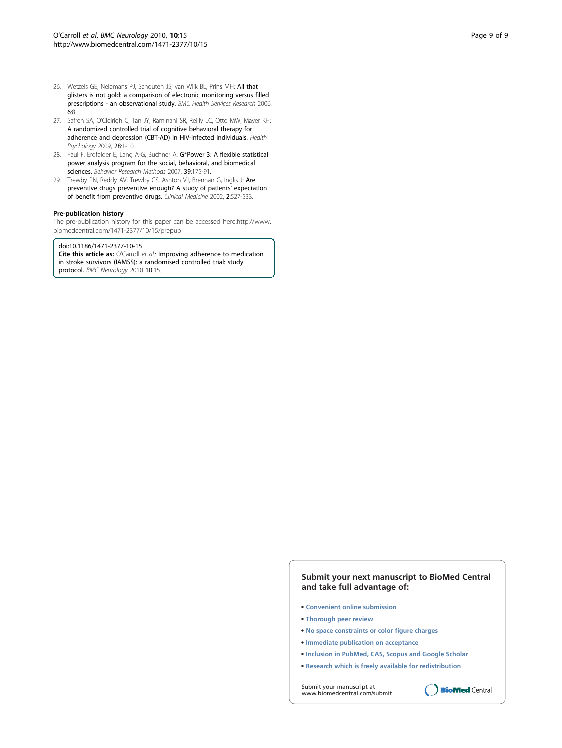26. Wetzels GE, Nelemans PJ, Schouten JS, van Wijk BL, Prins MH: **All that glisters is not gold: a comparison of electronic monitoring versus filled prescriptions - an observational study.** *BMC Health Services Research* 2006, **6**:8.
27. Safren SA, O'Cleirigh C, Tan JY, Raminani SR, Reilly LC, Otto MW, Mayer KH: **A randomized controlled trial of cognitive behavioral therapy for adherence and depression (CBT-AD) in HIV-infected individuals.** *Health Psychology* 2009, **28**:1-10.
28. Faul F, Erdfelder E, Lang A-G, Buchner A: **G*Power 3: A flexible statistical power analysis program for the social, behavioral, and biomedical sciences.** *Behavior Research Methods* 2007, **39**:175-91.
29. Trewby PN, Reddy AV, Trewby CS, Ashton VJ, Brennan G, Inglis J: **Are preventive drugs preventive enough? A study of patients' expectation of benefit from preventive drugs.** *Clinical Medicine* 2002, **2**:527-533.

**Pre-publication history**

The pre-publication history for this paper can be accessed here:http://www.biomedcentral.com/1471-2377/10/15/prepub

doi:10.1186/1471-2377-10-15

**Cite this article as:** O'Carroll *et al.*: Improving adherence to medication in stroke survivors (IAMSS): a randomised controlled trial: study protocol. *BMC Neurology* 2010 **10**:15.

**Submit your next manuscript to BioMed Central and take full advantage of:**

- **Convenient online submission**
- **Thorough peer review**
- **No space constraints or color figure charges**
- **Immediate publication on acceptance**
- **Inclusion in PubMed, CAS, Scopus and Google Scholar**
- **Research which is freely available for redistribution**

Submit your manuscript at
www.biomedcentral.com/submit

BioMed Central